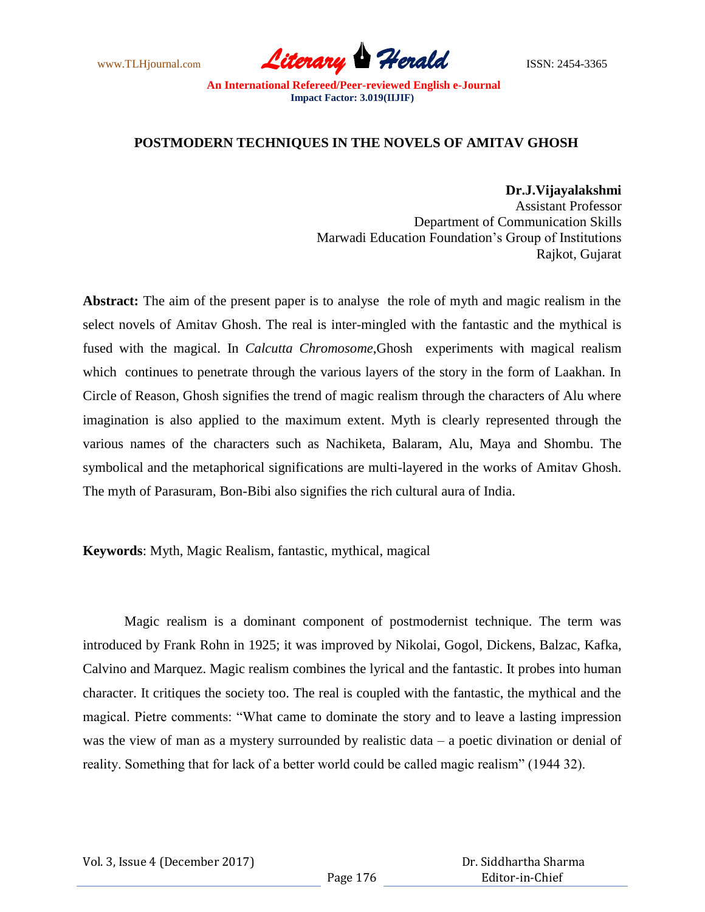# POSTMODERN TECHNIQUES IN THE NOVELS OF AMITAV GHOSH

**Dr.J.Vijayalakshmi**
Assistant Professor
Department of Communication Skills
Marwadi Education Foundation's Group of Institutions
Rajkot, Gujarat

**Abstract:** The aim of the present paper is to analyse the role of myth and magic realism in the select novels of Amitav Ghosh. The real is inter-mingled with the fantastic and the mythical is fused with the magical. In *Calcutta Chromosome*,Ghosh experiments with magical realism which continues to penetrate through the various layers of the story in the form of Laakhan. In Circle of Reason, Ghosh signifies the trend of magic realism through the characters of Alu where imagination is also applied to the maximum extent. Myth is clearly represented through the various names of the characters such as Nachiketa, Balaram, Alu, Maya and Shombu. The symbolical and the metaphorical significations are multi-layered in the works of Amitav Ghosh. The myth of Parasuram, Bon-Bibi also signifies the rich cultural aura of India.

**Keywords**: Myth, Magic Realism, fantastic, mythical, magical

Magic realism is a dominant component of postmodernist technique. The term was introduced by Frank Rohn in 1925; it was improved by Nikolai, Gogol, Dickens, Balzac, Kafka, Calvino and Marquez. Magic realism combines the lyrical and the fantastic. It probes into human character. It critiques the society too. The real is coupled with the fantastic, the mythical and the magical. Pietre comments: "What came to dominate the story and to leave a lasting impression was the view of man as a mystery surrounded by realistic data – a poetic divination or denial of reality. Something that for lack of a better world could be called magic realism" (1944 32).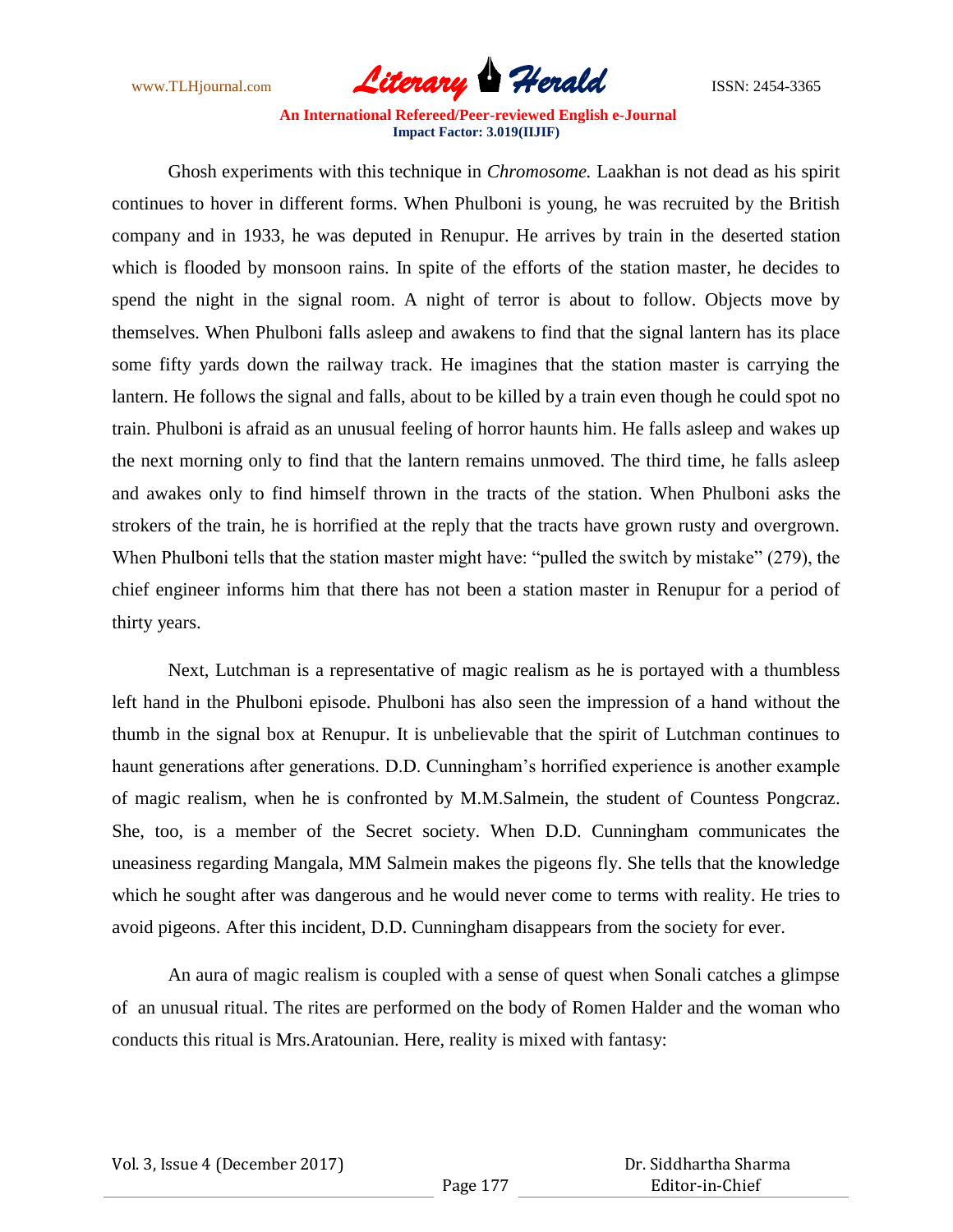Ghosh experiments with this technique in *Chromosome.* Laakhan is not dead as his spirit continues to hover in different forms. When Phulboni is young, he was recruited by the British company and in 1933, he was deputed in Renupur. He arrives by train in the deserted station which is flooded by monsoon rains. In spite of the efforts of the station master, he decides to spend the night in the signal room. A night of terror is about to follow. Objects move by themselves. When Phulboni falls asleep and awakens to find that the signal lantern has its place some fifty yards down the railway track. He imagines that the station master is carrying the lantern. He follows the signal and falls, about to be killed by a train even though he could spot no train. Phulboni is afraid as an unusual feeling of horror haunts him. He falls asleep and wakes up the next morning only to find that the lantern remains unmoved. The third time, he falls asleep and awakes only to find himself thrown in the tracts of the station. When Phulboni asks the strokers of the train, he is horrified at the reply that the tracts have grown rusty and overgrown. When Phulboni tells that the station master might have: "pulled the switch by mistake" (279), the chief engineer informs him that there has not been a station master in Renupur for a period of thirty years.

Next, Lutchman is a representative of magic realism as he is portayed with a thumbless left hand in the Phulboni episode. Phulboni has also seen the impression of a hand without the thumb in the signal box at Renupur. It is unbelievable that the spirit of Lutchman continues to haunt generations after generations. D.D. Cunningham's horrified experience is another example of magic realism, when he is confronted by M.M.Salmein, the student of Countess Pongcraz. She, too, is a member of the Secret society. When D.D. Cunningham communicates the uneasiness regarding Mangala, MM Salmein makes the pigeons fly. She tells that the knowledge which he sought after was dangerous and he would never come to terms with reality. He tries to avoid pigeons. After this incident, D.D. Cunningham disappears from the society for ever.

An aura of magic realism is coupled with a sense of quest when Sonali catches a glimpse of an unusual ritual. The rites are performed on the body of Romen Halder and the woman who conducts this ritual is Mrs.Aratounian. Here, reality is mixed with fantasy: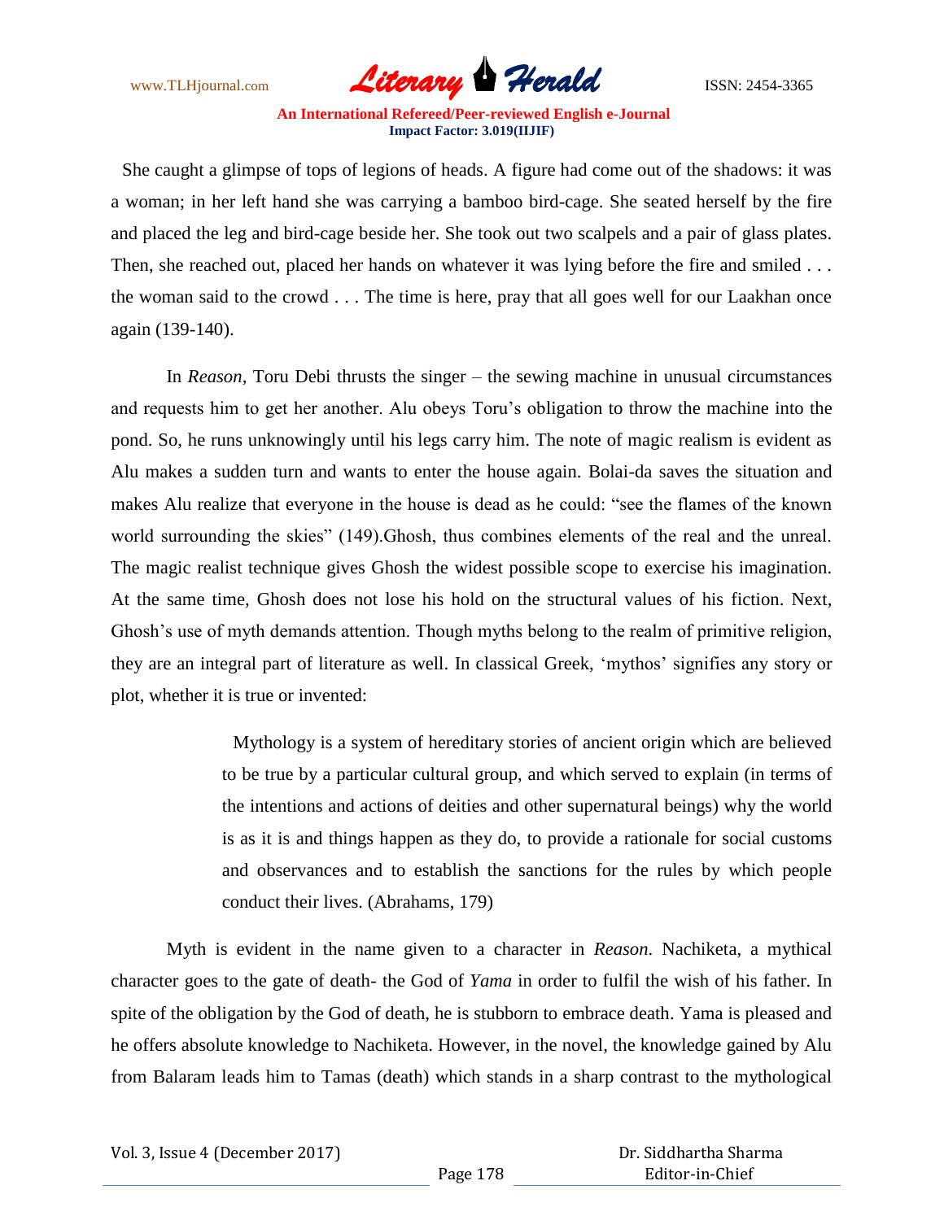She caught a glimpse of tops of legions of heads. A figure had come out of the shadows: it was a woman; in her left hand she was carrying a bamboo bird-cage. She seated herself by the fire and placed the leg and bird-cage beside her. She took out two scalpels and a pair of glass plates. Then, she reached out, placed her hands on whatever it was lying before the fire and smiled . . . the woman said to the crowd . . . The time is here, pray that all goes well for our Laakhan once again (139-140).

In *Reason*, Toru Debi thrusts the singer – the sewing machine in unusual circumstances and requests him to get her another. Alu obeys Toru's obligation to throw the machine into the pond. So, he runs unknowingly until his legs carry him. The note of magic realism is evident as Alu makes a sudden turn and wants to enter the house again. Bolai-da saves the situation and makes Alu realize that everyone in the house is dead as he could: "see the flames of the known world surrounding the skies" (149).Ghosh, thus combines elements of the real and the unreal. The magic realist technique gives Ghosh the widest possible scope to exercise his imagination. At the same time, Ghosh does not lose his hold on the structural values of his fiction. Next, Ghosh's use of myth demands attention. Though myths belong to the realm of primitive religion, they are an integral part of literature as well. In classical Greek, 'mythos' signifies any story or plot, whether it is true or invented:

> Mythology is a system of hereditary stories of ancient origin which are believed to be true by a particular cultural group, and which served to explain (in terms of the intentions and actions of deities and other supernatural beings) why the world is as it is and things happen as they do, to provide a rationale for social customs and observances and to establish the sanctions for the rules by which people conduct their lives. (Abrahams, 179)

Myth is evident in the name given to a character in *Reason*. Nachiketa, a mythical character goes to the gate of death- the God of *Yama* in order to fulfil the wish of his father. In spite of the obligation by the God of death, he is stubborn to embrace death. Yama is pleased and he offers absolute knowledge to Nachiketa. However, in the novel, the knowledge gained by Alu from Balaram leads him to Tamas (death) which stands in a sharp contrast to the mythological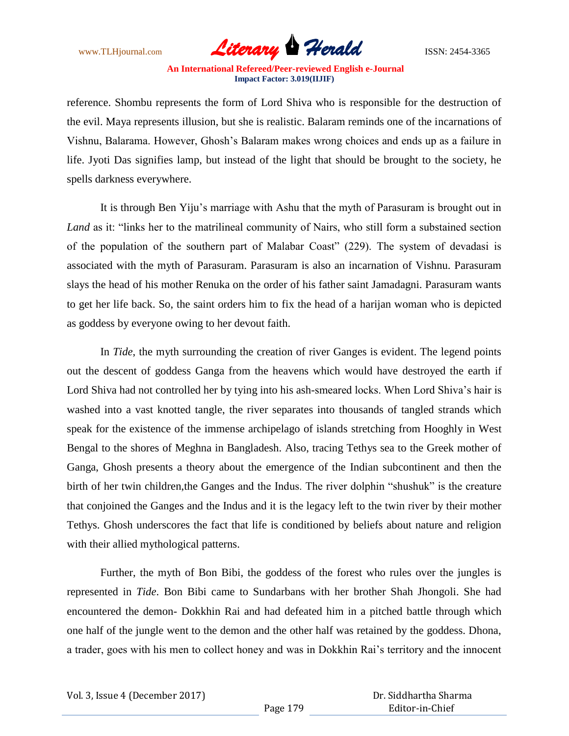reference. Shombu represents the form of Lord Shiva who is responsible for the destruction of the evil. Maya represents illusion, but she is realistic. Balaram reminds one of the incarnations of Vishnu, Balarama. However, Ghosh's Balaram makes wrong choices and ends up as a failure in life. Jyoti Das signifies lamp, but instead of the light that should be brought to the society, he spells darkness everywhere.

It is through Ben Yiju's marriage with Ashu that the myth of Parasuram is brought out in *Land* as it: "links her to the matrilineal community of Nairs, who still form a substained section of the population of the southern part of Malabar Coast" (229). The system of devadasi is associated with the myth of Parasuram. Parasuram is also an incarnation of Vishnu. Parasuram slays the head of his mother Renuka on the order of his father saint Jamadagni. Parasuram wants to get her life back. So, the saint orders him to fix the head of a harijan woman who is depicted as goddess by everyone owing to her devout faith.

In *Tide*, the myth surrounding the creation of river Ganges is evident. The legend points out the descent of goddess Ganga from the heavens which would have destroyed the earth if Lord Shiva had not controlled her by tying into his ash-smeared locks. When Lord Shiva's hair is washed into a vast knotted tangle, the river separates into thousands of tangled strands which speak for the existence of the immense archipelago of islands stretching from Hooghly in West Bengal to the shores of Meghna in Bangladesh. Also, tracing Tethys sea to the Greek mother of Ganga, Ghosh presents a theory about the emergence of the Indian subcontinent and then the birth of her twin children,the Ganges and the Indus. The river dolphin "shushuk" is the creature that conjoined the Ganges and the Indus and it is the legacy left to the twin river by their mother Tethys. Ghosh underscores the fact that life is conditioned by beliefs about nature and religion with their allied mythological patterns.

Further, the myth of Bon Bibi, the goddess of the forest who rules over the jungles is represented in *Tide*. Bon Bibi came to Sundarbans with her brother Shah Jhongoli. She had encountered the demon- Dokkhin Rai and had defeated him in a pitched battle through which one half of the jungle went to the demon and the other half was retained by the goddess. Dhona, a trader, goes with his men to collect honey and was in Dokkhin Rai's territory and the innocent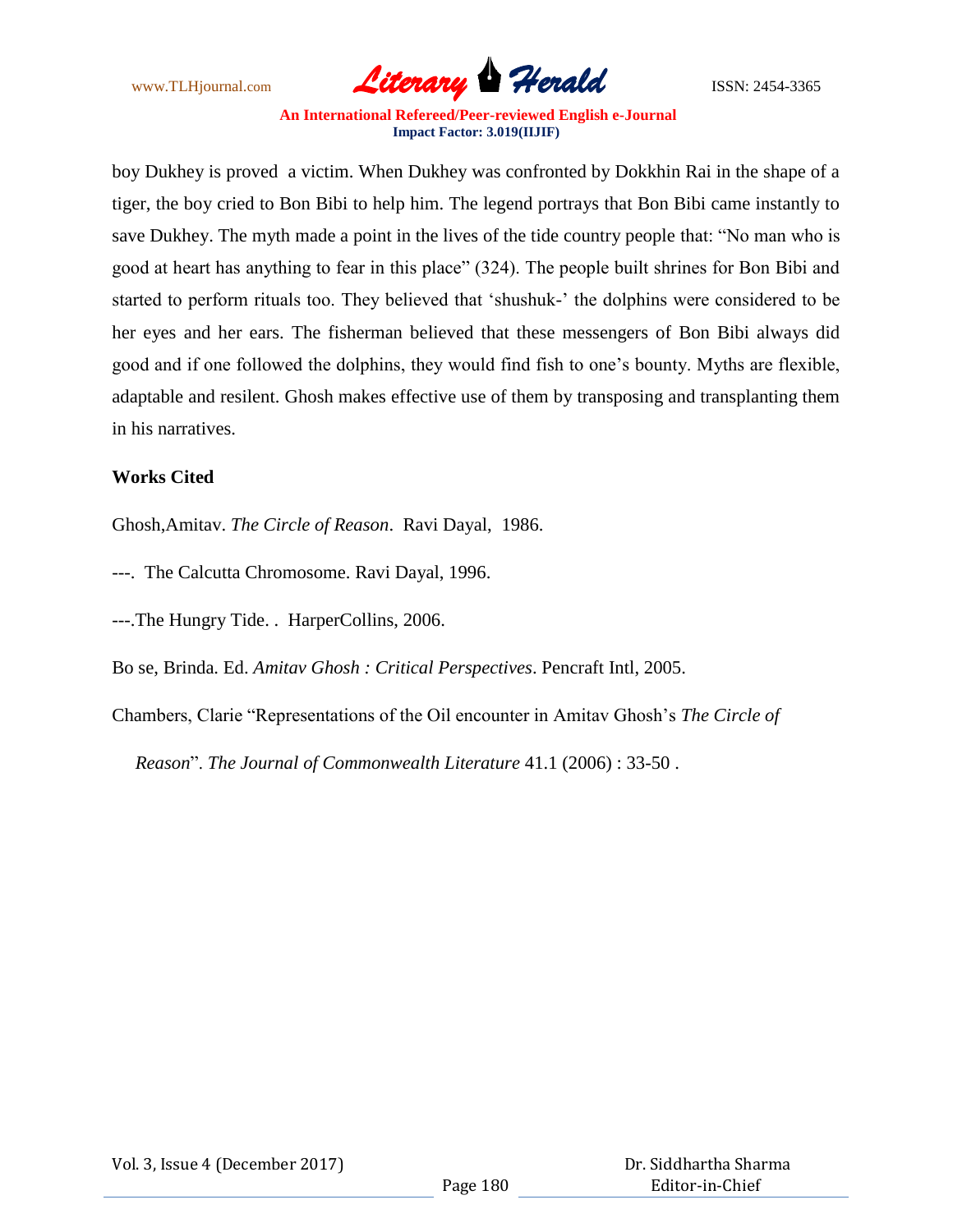boy Dukhey is proved a victim. When Dukhey was confronted by Dokkhin Rai in the shape of a tiger, the boy cried to Bon Bibi to help him. The legend portrays that Bon Bibi came instantly to save Dukhey. The myth made a point in the lives of the tide country people that: "No man who is good at heart has anything to fear in this place" (324). The people built shrines for Bon Bibi and started to perform rituals too. They believed that 'shushuk-' the dolphins were considered to be her eyes and her ears. The fisherman believed that these messengers of Bon Bibi always did good and if one followed the dolphins, they would find fish to one's bounty. Myths are flexible, adaptable and resilent. Ghosh makes effective use of them by transposing and transplanting them in his narratives.

**Works Cited**

Ghosh,Amitav. *The Circle of Reason*. Ravi Dayal, 1986.

---. The Calcutta Chromosome. Ravi Dayal, 1996.

---.The Hungry Tide. . HarperCollins, 2006.

Bo se, Brinda. Ed. *Amitav Ghosh : Critical Perspectives*. Pencraft Intl, 2005.

Chambers, Clarie "Representations of the Oil encounter in Amitav Ghosh's *The Circle of Reason*". *The Journal of Commonwealth Literature* 41.1 (2006) : 33-50 .